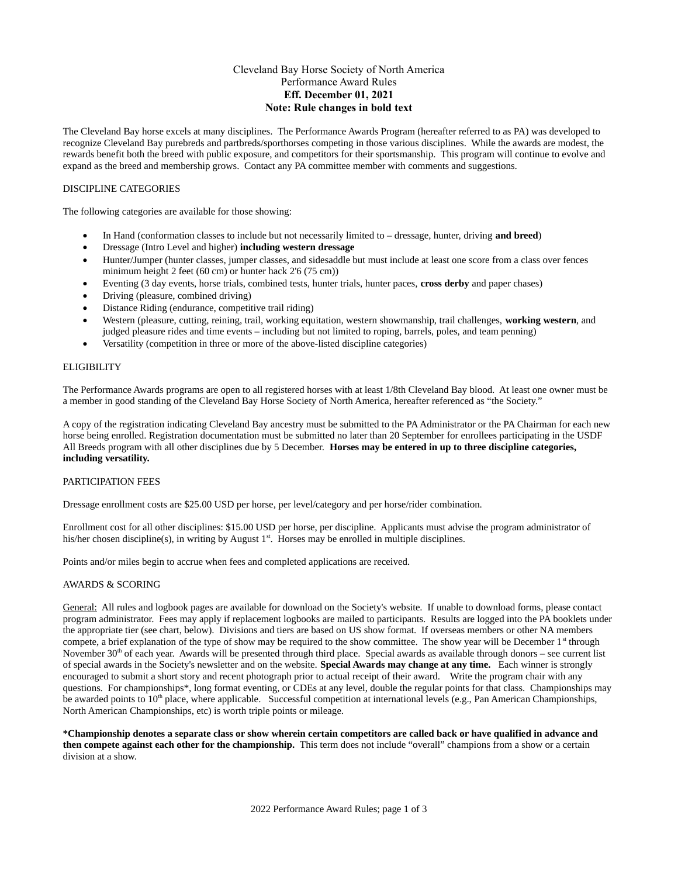# Cleveland Bay Horse Society of North America
## Performance Award Rules
**Eff. December 01, 2021**
**Note: Rule changes in bold text**

The Cleveland Bay horse excels at many disciplines. The Performance Awards Program (hereafter referred to as PA) was developed to recognize Cleveland Bay purebreds and partbreds/sporthorses competing in those various disciplines. While the awards are modest, the rewards benefit both the breed with public exposure, and competitors for their sportsmanship. This program will continue to evolve and expand as the breed and membership grows. Contact any PA committee member with comments and suggestions.

### DISCIPLINE CATEGORIES

The following categories are available for those showing:

- In Hand (conformation classes to include but not necessarily limited to – dressage, hunter, driving **and breed**)
- Dressage (Intro Level and higher) **including western dressage**
- Hunter/Jumper (hunter classes, jumper classes, and sidesaddle but must include at least one score from a class over fences minimum height 2 feet (60 cm) or hunter hack 2'6 (75 cm))
- Eventing (3 day events, horse trials, combined tests, hunter trials, hunter paces, **cross derby** and paper chases)
- Driving (pleasure, combined driving)
- Distance Riding (endurance, competitive trail riding)
- Western (pleasure, cutting, reining, trail, working equitation, western showmanship, trail challenges, **working western**, and judged pleasure rides and time events – including but not limited to roping, barrels, poles, and team penning)
- Versatility (competition in three or more of the above-listed discipline categories)

### ELIGIBILITY

The Performance Awards programs are open to all registered horses with at least 1/8th Cleveland Bay blood. At least one owner must be a member in good standing of the Cleveland Bay Horse Society of North America, hereafter referenced as "the Society."

A copy of the registration indicating Cleveland Bay ancestry must be submitted to the PA Administrator or the PA Chairman for each new horse being enrolled. Registration documentation must be submitted no later than 20 September for enrollees participating in the USDF All Breeds program with all other disciplines due by 5 December. **Horses may be entered in up to three discipline categories, including versatility.**

### PARTICIPATION FEES

Dressage enrollment costs are $25.00 USD per horse, per level/category and per horse/rider combination.

Enrollment cost for all other disciplines: $15.00 USD per horse, per discipline. Applicants must advise the program administrator of his/her chosen discipline(s), in writing by August 1st. Horses may be enrolled in multiple disciplines.

Points and/or miles begin to accrue when fees and completed applications are received.

### AWARDS & SCORING

General: All rules and logbook pages are available for download on the Society's website. If unable to download forms, please contact program administrator. Fees may apply if replacement logbooks are mailed to participants. Results are logged into the PA booklets under the appropriate tier (see chart, below). Divisions and tiers are based on US show format. If overseas members or other NA members compete, a brief explanation of the type of show may be required to the show committee. The show year will be December 1st through November 30th of each year. Awards will be presented through third place. Special awards as available through donors – see current list of special awards in the Society's newsletter and on the website. **Special Awards may change at any time.** Each winner is strongly encouraged to submit a short story and recent photograph prior to actual receipt of their award. Write the program chair with any questions. For championships*, long format eventing, or CDEs at any level, double the regular points for that class. Championships may be awarded points to 10th place, where applicable. Successful competition at international levels (e.g., Pan American Championships, North American Championships, etc) is worth triple points or mileage.

**\*Championship denotes a separate class or show wherein certain competitors are called back or have qualified in advance and then compete against each other for the championship.** This term does not include "overall" champions from a show or a certain division at a show.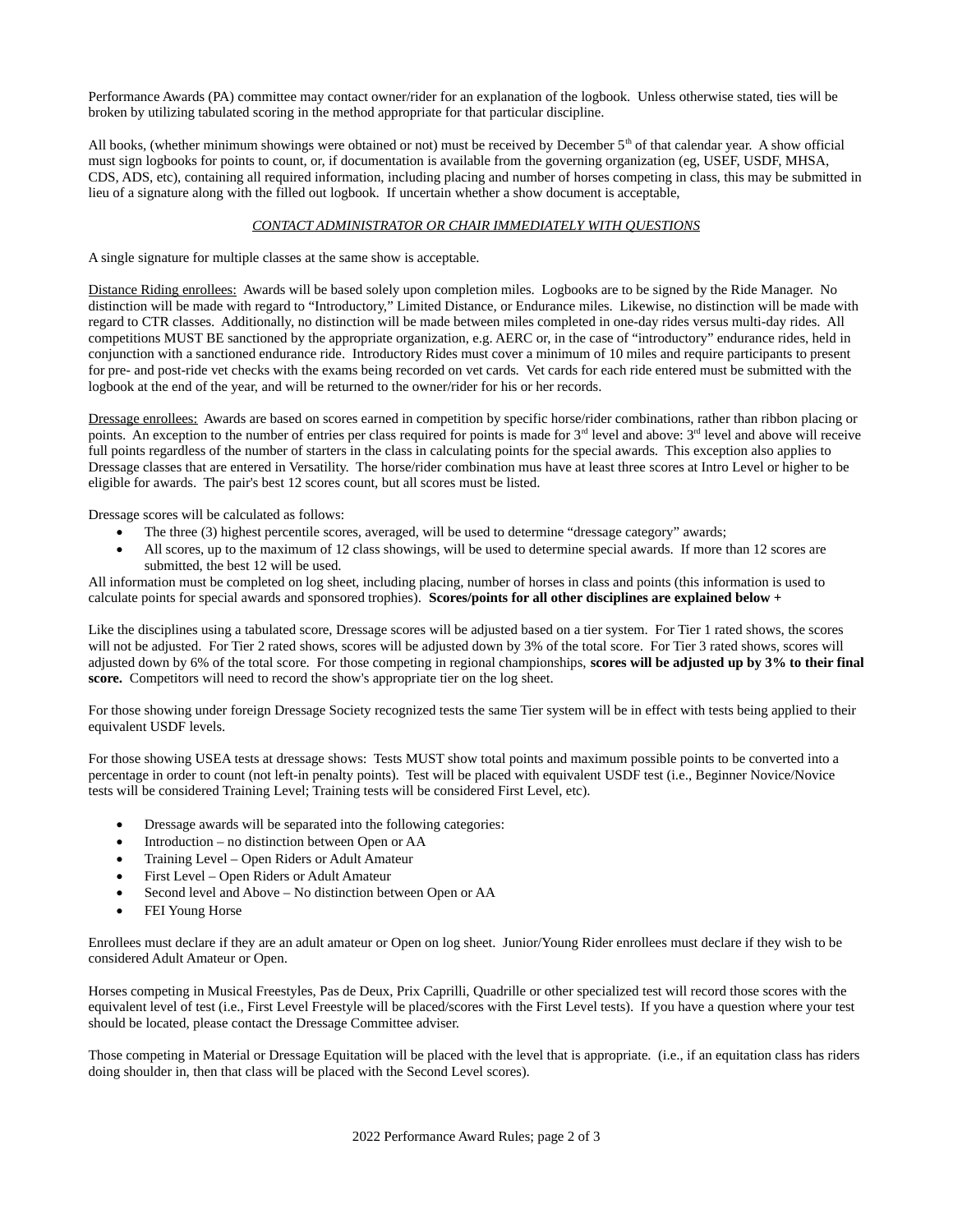Performance Awards (PA) committee may contact owner/rider for an explanation of the logbook. Unless otherwise stated, ties will be broken by utilizing tabulated scoring in the method appropriate for that particular discipline.

All books, (whether minimum showings were obtained or not) must be received by December 5th of that calendar year. A show official must sign logbooks for points to count, or, if documentation is available from the governing organization (eg, USEF, USDF, MHSA, CDS, ADS, etc), containing all required information, including placing and number of horses competing in class, this may be submitted in lieu of a signature along with the filled out logbook. If uncertain whether a show document is acceptable,

*CONTACT ADMINISTRATOR OR CHAIR IMMEDIATELY WITH QUESTIONS*

A single signature for multiple classes at the same show is acceptable.

Distance Riding enrollees: Awards will be based solely upon completion miles. Logbooks are to be signed by the Ride Manager. No distinction will be made with regard to "Introductory," Limited Distance, or Endurance miles. Likewise, no distinction will be made with regard to CTR classes. Additionally, no distinction will be made between miles completed in one-day rides versus multi-day rides. All competitions MUST BE sanctioned by the appropriate organization, e.g. AERC or, in the case of "introductory" endurance rides, held in conjunction with a sanctioned endurance ride. Introductory Rides must cover a minimum of 10 miles and require participants to present for pre- and post-ride vet checks with the exams being recorded on vet cards. Vet cards for each ride entered must be submitted with the logbook at the end of the year, and will be returned to the owner/rider for his or her records.

Dressage enrollees: Awards are based on scores earned in competition by specific horse/rider combinations, rather than ribbon placing or points. An exception to the number of entries per class required for points is made for 3rd level and above: 3rd level and above will receive full points regardless of the number of starters in the class in calculating points for the special awards. This exception also applies to Dressage classes that are entered in Versatility. The horse/rider combination mus have at least three scores at Intro Level or higher to be eligible for awards. The pair's best 12 scores count, but all scores must be listed.

Dressage scores will be calculated as follows:

- The three (3) highest percentile scores, averaged, will be used to determine "dressage category" awards;
- All scores, up to the maximum of 12 class showings, will be used to determine special awards. If more than 12 scores are submitted, the best 12 will be used.

All information must be completed on log sheet, including placing, number of horses in class and points (this information is used to calculate points for special awards and sponsored trophies). **Scores/points for all other disciplines are explained below +**

Like the disciplines using a tabulated score, Dressage scores will be adjusted based on a tier system. For Tier 1 rated shows, the scores will not be adjusted. For Tier 2 rated shows, scores will be adjusted down by 3% of the total score. For Tier 3 rated shows, scores will adjusted down by 6% of the total score. For those competing in regional championships, **scores will be adjusted up by 3% to their final score.** Competitors will need to record the show's appropriate tier on the log sheet.

For those showing under foreign Dressage Society recognized tests the same Tier system will be in effect with tests being applied to their equivalent USDF levels.

For those showing USEA tests at dressage shows: Tests MUST show total points and maximum possible points to be converted into a percentage in order to count (not left-in penalty points). Test will be placed with equivalent USDF test (i.e., Beginner Novice/Novice tests will be considered Training Level; Training tests will be considered First Level, etc).

- Dressage awards will be separated into the following categories:
- Introduction – no distinction between Open or AA
- Training Level – Open Riders or Adult Amateur
- First Level – Open Riders or Adult Amateur
- Second level and Above – No distinction between Open or AA
- FEI Young Horse

Enrollees must declare if they are an adult amateur or Open on log sheet. Junior/Young Rider enrollees must declare if they wish to be considered Adult Amateur or Open.

Horses competing in Musical Freestyles, Pas de Deux, Prix Caprilli, Quadrille or other specialized test will record those scores with the equivalent level of test (i.e., First Level Freestyle will be placed/scores with the First Level tests). If you have a question where your test should be located, please contact the Dressage Committee adviser.

Those competing in Material or Dressage Equitation will be placed with the level that is appropriate. (i.e., if an equitation class has riders doing shoulder in, then that class will be placed with the Second Level scores).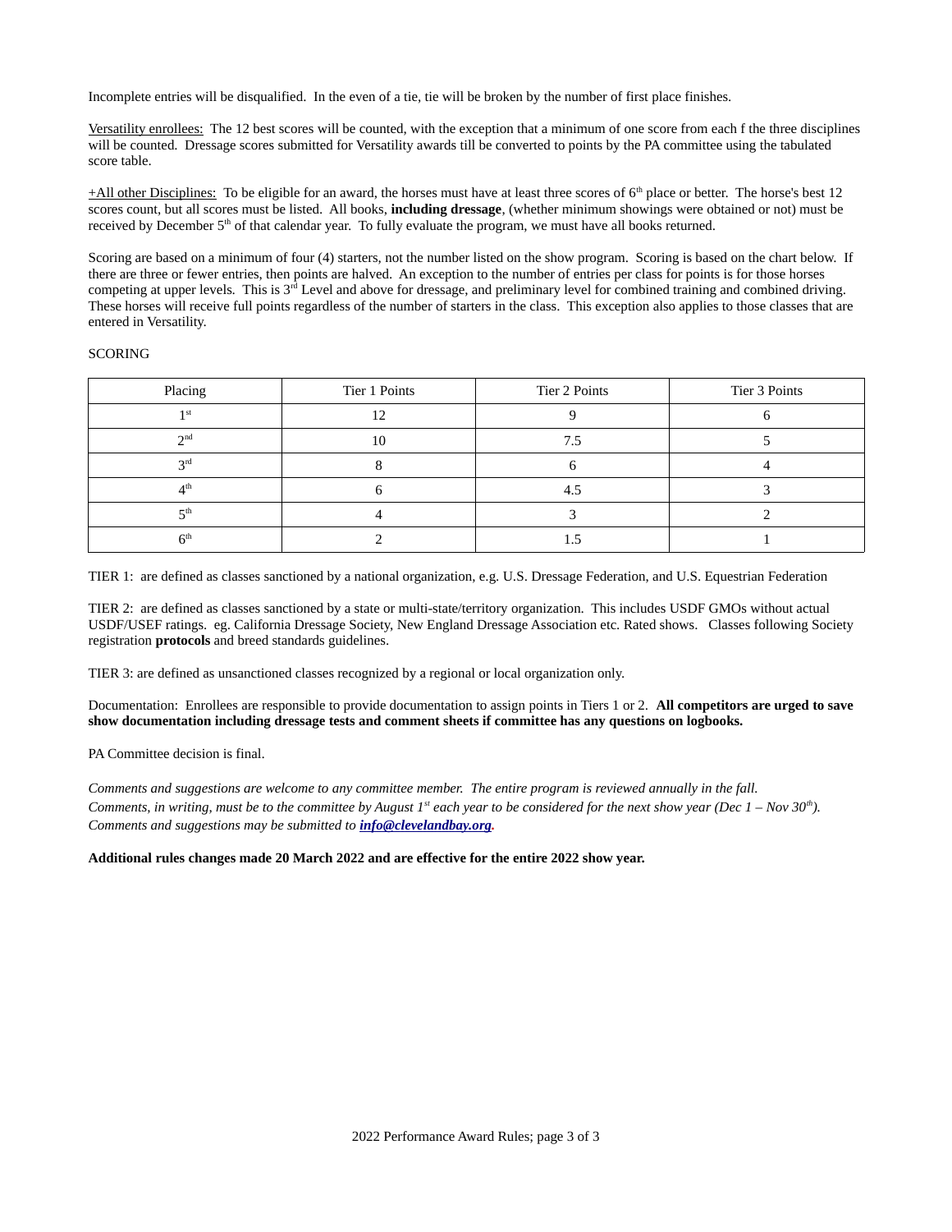Incomplete entries will be disqualified. In the even of a tie, tie will be broken by the number of first place finishes.

Versatility enrollees: The 12 best scores will be counted, with the exception that a minimum of one score from each f the three disciplines will be counted. Dressage scores submitted for Versatility awards till be converted to points by the PA committee using the tabulated score table.

+All other Disciplines: To be eligible for an award, the horses must have at least three scores of 6th place or better. The horse's best 12 scores count, but all scores must be listed. All books, **including dressage**, (whether minimum showings were obtained or not) must be received by December 5th of that calendar year. To fully evaluate the program, we must have all books returned.

Scoring are based on a minimum of four (4) starters, not the number listed on the show program. Scoring is based on the chart below. If there are three or fewer entries, then points are halved. An exception to the number of entries per class for points is for those horses competing at upper levels. This is 3rd Level and above for dressage, and preliminary level for combined training and combined driving. These horses will receive full points regardless of the number of starters in the class. This exception also applies to those classes that are entered in Versatility.

SCORING

| Placing | Tier 1 Points | Tier 2 Points | Tier 3 Points |
|---|---|---|---|
| 1st | 12 | 9 | 6 |
| 2nd | 10 | 7.5 | 5 |
| 3rd | 8 | 6 | 4 |
| 4th | 6 | 4.5 | 3 |
| 5th | 4 | 3 | 2 |
| 6th | 2 | 1.5 | 1 |

TIER 1: are defined as classes sanctioned by a national organization, e.g. U.S. Dressage Federation, and U.S. Equestrian Federation

TIER 2: are defined as classes sanctioned by a state or multi-state/territory organization. This includes USDF GMOs without actual USDF/USEF ratings. eg. California Dressage Society, New England Dressage Association etc. Rated shows. Classes following Society registration **protocols** and breed standards guidelines.

TIER 3: are defined as unsanctioned classes recognized by a regional or local organization only.

Documentation: Enrollees are responsible to provide documentation to assign points in Tiers 1 or 2. **All competitors are urged to save show documentation including dressage tests and comment sheets if committee has any questions on logbooks.**

PA Committee decision is final.

*Comments and suggestions are welcome to any committee member. The entire program is reviewed annually in the fall.*
*Comments, in writing, must be to the committee by August 1st each year to be considered for the next show year (Dec 1 – Nov 30th).*
*Comments and suggestions may be submitted to* ***info@clevelandbay.org****.*

**Additional rules changes made 20 March 2022 and are effective for the entire 2022 show year.**